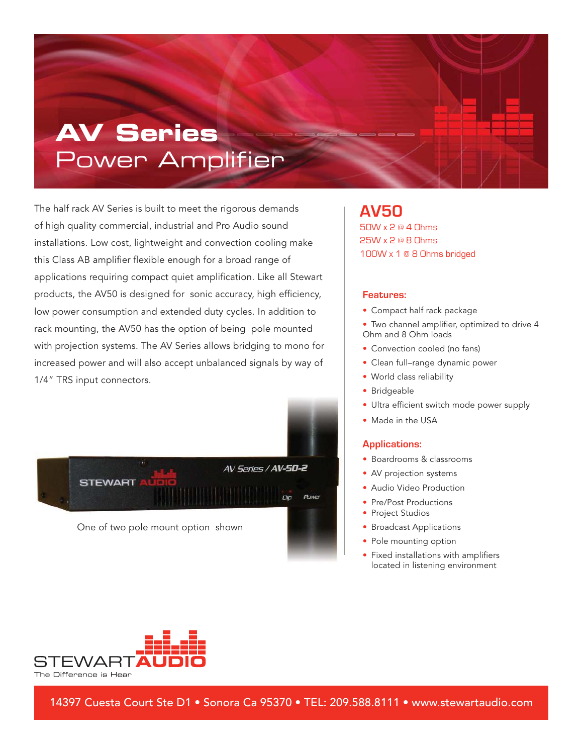# AV Series
## Power Amplifier

The half rack AV Series is built to meet the rigorous demands of high quality commercial, industrial and Pro Audio sound installations. Low cost, lightweight and convection cooling make this Class AB amplifier flexible enough for a broad range of applications requiring compact quiet amplification. Like all Stewart products, the AV50 is designed for sonic accuracy, high efficiency, low power consumption and extended duty cycles. In addition to rack mounting, the AV50 has the option of being pole mounted with projection systems. The AV Series allows bridging to mono for increased power and will also accept unbalanced signals by way of 1/4" TRS input connectors.

One of two pole mount option shown

## AV50

50W x 2 @ 4 Ohms
25W x 2 @ 8 Ohms
100W x 1 @ 8 Ohms bridged

### Features:

- Compact half rack package
- Two channel amplifier, optimized to drive 4 Ohm and 8 Ohm loads
- Convection cooled (no fans)
- Clean full–range dynamic power
- World class reliability
- Bridgeable
- Ultra efficient switch mode power supply
- Made in the USA

### Applications:

- Boardrooms & classrooms
- AV projection systems
- Audio Video Production
- Pre/Post Productions
- Project Studios
- Broadcast Applications
- Pole mounting option
- Fixed installations with amplifiers located in listening environment

STEWART AUDIO
The Difference is Hear

14397 Cuesta Court Ste D1 • Sonora Ca 95370 • TEL: 209.588.8111 • www.stewartaudio.com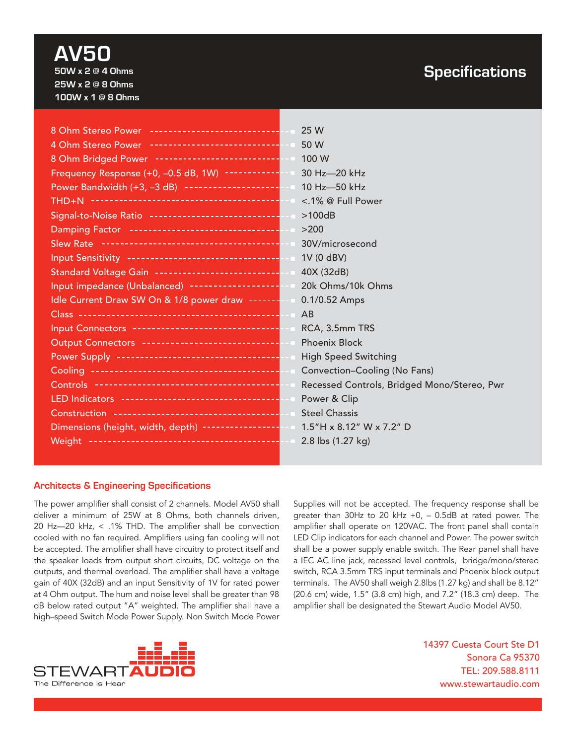# AV50

**50W x 2 @ 4 Ohms**
**25W x 2 @ 8 Ohms**
**100W x 1 @ 8 Ohms**

## Specifications

| | |
|---|---|
| 8 Ohm Stereo Power | 25 W |
| 4 Ohm Stereo Power | 50 W |
| 8 Ohm Bridged Power | 100 W |
| Frequency Response (+0, –0.5 dB, 1W) | 30 Hz—20 kHz |
| Power Bandwidth (+3, –3 dB) | 10 Hz—50 kHz |
| THD+N | <.1% @ Full Power |
| Signal-to-Noise Ratio | >100dB |
| Damping Factor | >200 |
| Slew Rate | 30V/microsecond |
| Input Sensitivity | 1V (0 dBV) |
| Standard Voltage Gain | 40X (32dB) |
| Input impedance (Unbalanced) | 20k Ohms/10k Ohms |
| Idle Current Draw SW On & 1/8 power draw | 0.1/0.52 Amps |
| Class | AB |
| Input Connectors | RCA, 3.5mm TRS |
| Output Connectors | Phoenix Block |
| Power Supply | High Speed Switching |
| Cooling | Convection–Cooling (No Fans) |
| Controls | Recessed Controls, Bridged Mono/Stereo, Pwr |
| LED Indicators | Power & Clip |
| Construction | Steel Chassis |
| Dimensions (height, width, depth) | 1.5"H x 8.12" W x 7.2" D |
| Weight | 2.8 lbs (1.27 kg) |

### Architects & Engineering Specifications

The power amplifier shall consist of 2 channels. Model AV50 shall deliver a minimum of 25W at 8 Ohms, both channels driven, 20 Hz—20 kHz, < .1% THD. The amplifier shall be convection cooled with no fan required. Amplifiers using fan cooling will not be accepted. The amplifier shall have circuitry to protect itself and the speaker loads from output short circuits, DC voltage on the outputs, and thermal overload. The amplifier shall have a voltage gain of 40X (32dB) and an input Sensitivity of 1V for rated power at 4 Ohm output. The hum and noise level shall be greater than 98 dB below rated output "A" weighted. The amplifier shall have a high–speed Switch Mode Power Supply. Non Switch Mode Power Supplies will not be accepted. The frequency response shall be greater than 30Hz to 20 kHz +0, – 0.5dB at rated power. The amplifier shall operate on 120VAC. The front panel shall contain LED Clip indicators for each channel and Power. The power switch shall be a power supply enable switch. The Rear panel shall have a IEC AC line jack, recessed level controls, bridge/mono/stereo switch, RCA 3.5mm TRS input terminals and Phoenix block output terminals. The AV50 shall weigh 2.8lbs (1.27 kg) and shall be 8.12" (20.6 cm) wide, 1.5" (3.8 cm) high, and 7.2" (18.3 cm) deep. The amplifier shall be designated the Stewart Audio Model AV50.

STEWART AUDIO
The Difference is Hear

14397 Cuesta Court Ste D1
Sonora Ca 95370
TEL: 209.588.8111
www.stewartaudio.com